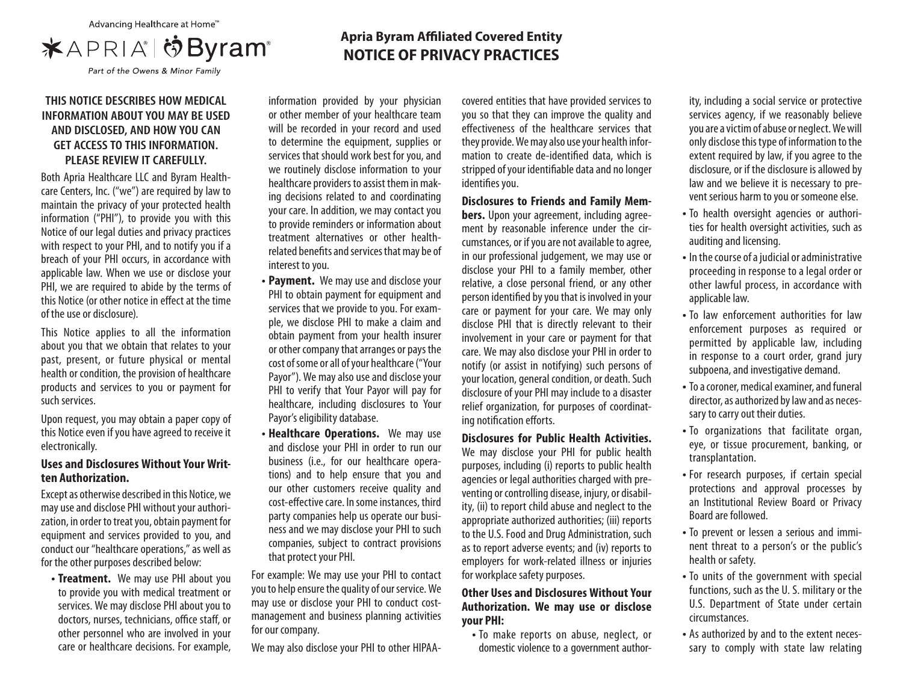Advancing Healthcare at Home™

APRIA® | Byram®

*Part of the Owens & Minor Family*

# Apria Byram Affiliated Covered Entity
# NOTICE OF PRIVACY PRACTICES

**THIS NOTICE DESCRIBES HOW MEDICAL INFORMATION ABOUT YOU MAY BE USED AND DISCLOSED, AND HOW YOU CAN GET ACCESS TO THIS INFORMATION. PLEASE REVIEW IT CAREFULLY.**

Both Apria Healthcare LLC and Byram Healthcare Centers, Inc. ("we") are required by law to maintain the privacy of your protected health information ("PHI"), to provide you with this Notice of our legal duties and privacy practices with respect to your PHI, and to notify you if a breach of your PHI occurs, in accordance with applicable law. When we use or disclose your PHI, we are required to abide by the terms of this Notice (or other notice in effect at the time of the use or disclosure).

This Notice applies to all the information about you that we obtain that relates to your past, present, or future physical or mental health or condition, the provision of healthcare products and services to you or payment for such services.

Upon request, you may obtain a paper copy of this Notice even if you have agreed to receive it electronically.

### Uses and Disclosures Without Your Written Authorization.

Except as otherwise described in this Notice, we may use and disclose PHI without your authorization, in order to treat you, obtain payment for equipment and services provided to you, and conduct our "healthcare operations," as well as for the other purposes described below:

- **Treatment.** We may use PHI about you to provide you with medical treatment or services. We may disclose PHI about you to doctors, nurses, technicians, office staff, or other personnel who are involved in your care or healthcare decisions. For example, information provided by your physician or other member of your healthcare team will be recorded in your record and used to determine the equipment, supplies or services that should work best for you, and we routinely disclose information to your healthcare providers to assist them in making decisions related to and coordinating your care. In addition, we may contact you to provide reminders or information about treatment alternatives or other health-related benefits and services that may be of interest to you.
- **Payment.** We may use and disclose your PHI to obtain payment for equipment and services that we provide to you. For example, we disclose PHI to make a claim and obtain payment from your health insurer or other company that arranges or pays the cost of some or all of your healthcare ("Your Payor"). We may also use and disclose your PHI to verify that Your Payor will pay for healthcare, including disclosures to Your Payor's eligibility database.
- **Healthcare Operations.** We may use and disclose your PHI in order to run our business (i.e., for our healthcare operations) and to help ensure that you and our other customers receive quality and cost-effective care. In some instances, third party companies help us operate our business and we may disclose your PHI to such companies, subject to contract provisions that protect your PHI.

For example: We may use your PHI to contact you to help ensure the quality of our service. We may use or disclose your PHI to conduct cost-management and business planning activities for our company.

We may also disclose your PHI to other HIPAA-covered entities that have provided services to you so that they can improve the quality and effectiveness of the healthcare services that they provide. We may also use your health information to create de-identified data, which is stripped of your identifiable data and no longer identifies you.

**Disclosures to Friends and Family Members.** Upon your agreement, including agreement by reasonable inference under the circumstances, or if you are not available to agree, in our professional judgement, we may use or disclose your PHI to a family member, other relative, a close personal friend, or any other person identified by you that is involved in your care or payment for your care. We may only disclose PHI that is directly relevant to their involvement in your care or payment for that care. We may also disclose your PHI in order to notify (or assist in notifying) such persons of your location, general condition, or death. Such disclosure of your PHI may include to a disaster relief organization, for purposes of coordinating notification efforts.

**Disclosures for Public Health Activities.** We may disclose your PHI for public health purposes, including (i) reports to public health agencies or legal authorities charged with preventing or controlling disease, injury, or disability, (ii) to report child abuse and neglect to the appropriate authorized authorities; (iii) reports to the U.S. Food and Drug Administration, such as to report adverse events; and (iv) reports to employers for work-related illness or injuries for workplace safety purposes.

### Other Uses and Disclosures Without Your Authorization. We may use or disclose your PHI:

- To make reports on abuse, neglect, or domestic violence to a government authority, including a social service or protective services agency, if we reasonably believe you are a victim of abuse or neglect. We will only disclose this type of information to the extent required by law, if you agree to the disclosure, or if the disclosure is allowed by law and we believe it is necessary to prevent serious harm to you or someone else.
- To health oversight agencies or authorities for health oversight activities, such as auditing and licensing.
- In the course of a judicial or administrative proceeding in response to a legal order or other lawful process, in accordance with applicable law.
- To law enforcement authorities for law enforcement purposes as required or permitted by applicable law, including in response to a court order, grand jury subpoena, and investigative demand.
- To a coroner, medical examiner, and funeral director, as authorized by law and as necessary to carry out their duties.
- To organizations that facilitate organ, eye, or tissue procurement, banking, or transplantation.
- For research purposes, if certain special protections and approval processes by an Institutional Review Board or Privacy Board are followed.
- To prevent or lessen a serious and imminent threat to a person's or the public's health or safety.
- To units of the government with special functions, such as the U. S. military or the U.S. Department of State under certain circumstances.
- As authorized by and to the extent necessary to comply with state law relating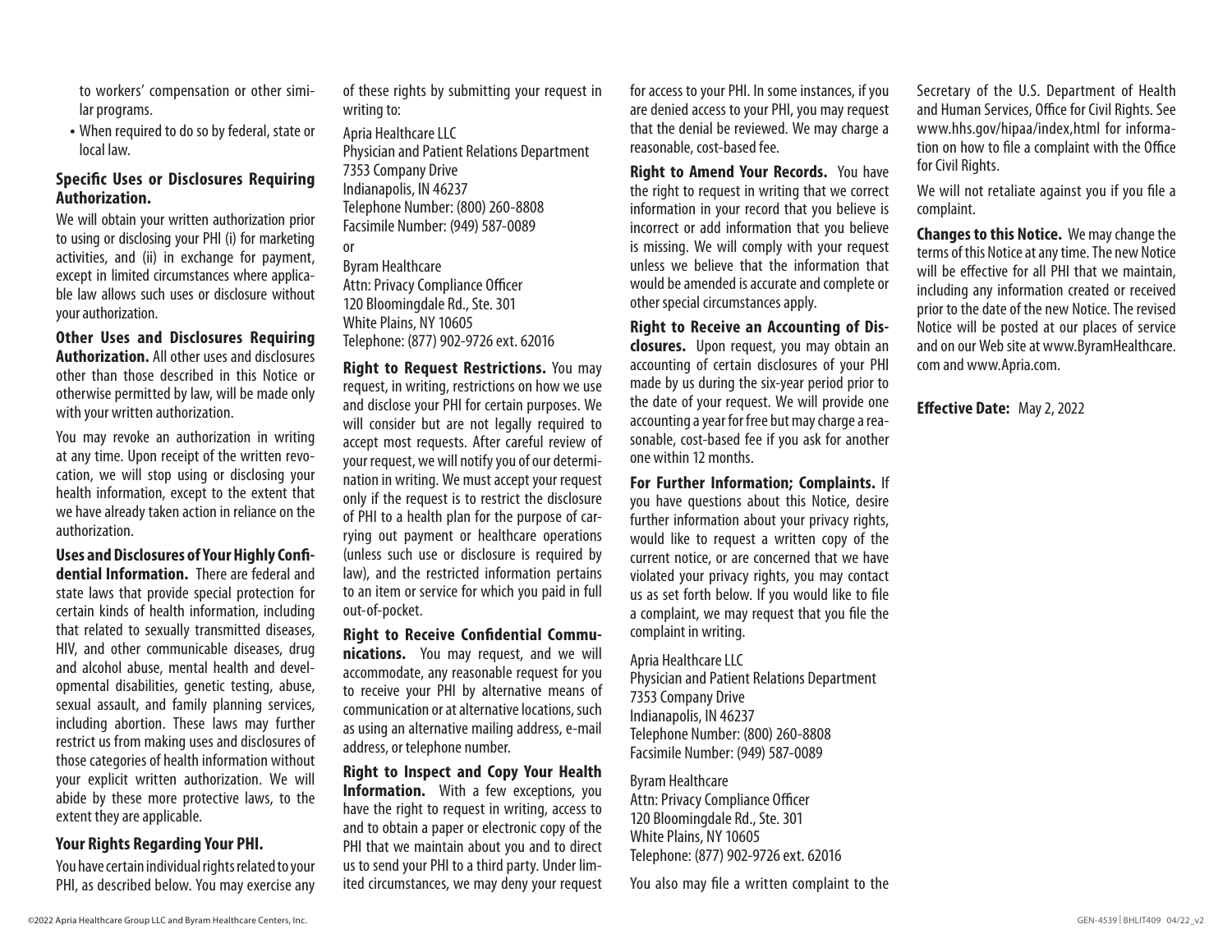to workers' compensation or other similar programs.

- When required to do so by federal, state or local law.

**Specific Uses or Disclosures Requiring Authorization.**

We will obtain your written authorization prior to using or disclosing your PHI (i) for marketing activities, and (ii) in exchange for payment, except in limited circumstances where applicable law allows such uses or disclosure without your authorization.

**Other Uses and Disclosures Requiring Authorization.** All other uses and disclosures other than those described in this Notice or otherwise permitted by law, will be made only with your written authorization.

You may revoke an authorization in writing at any time. Upon receipt of the written revocation, we will stop using or disclosing your health information, except to the extent that we have already taken action in reliance on the authorization.

**Uses and Disclosures of Your Highly Confidential Information.** There are federal and state laws that provide special protection for certain kinds of health information, including that related to sexually transmitted diseases, HIV, and other communicable diseases, drug and alcohol abuse, mental health and developmental disabilities, genetic testing, abuse, sexual assault, and family planning services, including abortion. These laws may further restrict us from making uses and disclosures of those categories of health information without your explicit written authorization. We will abide by these more protective laws, to the extent they are applicable.

**Your Rights Regarding Your PHI.**

You have certain individual rights related to your PHI, as described below. You may exercise any of these rights by submitting your request in writing to:

Apria Healthcare LLC
Physician and Patient Relations Department
7353 Company Drive
Indianapolis, IN 46237
Telephone Number: (800) 260-8808
Facsimile Number: (949) 587-0089

or

Byram Healthcare
Attn: Privacy Compliance Officer
120 Bloomingdale Rd., Ste. 301
White Plains, NY 10605
Telephone: (877) 902-9726 ext. 62016

**Right to Request Restrictions.** You may request, in writing, restrictions on how we use and disclose your PHI for certain purposes. We will consider but are not legally required to accept most requests. After careful review of your request, we will notify you of our determination in writing. We must accept your request only if the request is to restrict the disclosure of PHI to a health plan for the purpose of carrying out payment or healthcare operations (unless such use or disclosure is required by law), and the restricted information pertains to an item or service for which you paid in full out-of-pocket.

**Right to Receive Confidential Communications.** You may request, and we will accommodate, any reasonable request for you to receive your PHI by alternative means of communication or at alternative locations, such as using an alternative mailing address, e-mail address, or telephone number.

**Right to Inspect and Copy Your Health Information.** With a few exceptions, you have the right to request in writing, access to and to obtain a paper or electronic copy of the PHI that we maintain about you and to direct us to send your PHI to a third party. Under limited circumstances, we may deny your request for access to your PHI. In some instances, if you are denied access to your PHI, you may request that the denial be reviewed. We may charge a reasonable, cost-based fee.

**Right to Amend Your Records.** You have the right to request in writing that we correct information in your record that you believe is incorrect or add information that you believe is missing. We will comply with your request unless we believe that the information that would be amended is accurate and complete or other special circumstances apply.

**Right to Receive an Accounting of Disclosures.** Upon request, you may obtain an accounting of certain disclosures of your PHI made by us during the six-year period prior to the date of your request. We will provide one accounting a year for free but may charge a reasonable, cost-based fee if you ask for another one within 12 months.

**For Further Information; Complaints.** If you have questions about this Notice, desire further information about your privacy rights, would like to request a written copy of the current notice, or are concerned that we have violated your privacy rights, you may contact us as set forth below. If you would like to file a complaint, we may request that you file the complaint in writing.

Apria Healthcare LLC
Physician and Patient Relations Department
7353 Company Drive
Indianapolis, IN 46237
Telephone Number: (800) 260-8808
Facsimile Number: (949) 587-0089

Byram Healthcare
Attn: Privacy Compliance Officer
120 Bloomingdale Rd., Ste. 301
White Plains, NY 10605
Telephone: (877) 902-9726 ext. 62016

You also may file a written complaint to the Secretary of the U.S. Department of Health and Human Services, Office for Civil Rights. See www.hhs.gov/hipaa/index,html for information on how to file a complaint with the Office for Civil Rights.

We will not retaliate against you if you file a complaint.

**Changes to this Notice.** We may change the terms of this Notice at any time. The new Notice will be effective for all PHI that we maintain, including any information created or received prior to the date of the new Notice. The revised Notice will be posted at our places of service and on our Web site at www.ByramHealthcare.com and www.Apria.com.

**Effective Date:** May 2, 2022

©2022 Apria Healthcare Group LLC and Byram Healthcare Centers, Inc.

GEN-4539 | BHLIT409 04/22_v2